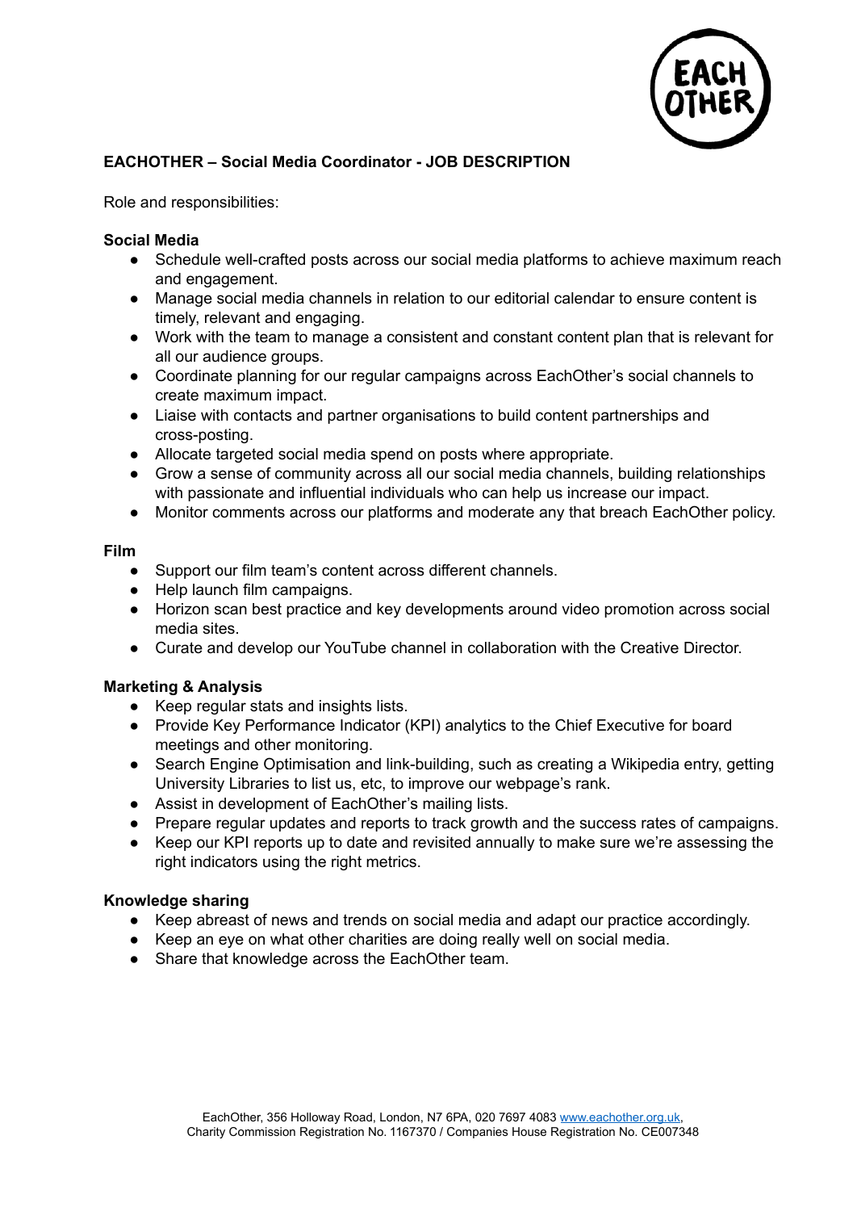**EACHOTHER – Social Media Coordinator - JOB DESCRIPTION**

Role and responsibilities:

**Social Media**

- Schedule well-crafted posts across our social media platforms to achieve maximum reach and engagement.
- Manage social media channels in relation to our editorial calendar to ensure content is timely, relevant and engaging.
- Work with the team to manage a consistent and constant content plan that is relevant for all our audience groups.
- Coordinate planning for our regular campaigns across EachOther's social channels to create maximum impact.
- Liaise with contacts and partner organisations to build content partnerships and cross-posting.
- Allocate targeted social media spend on posts where appropriate.
- Grow a sense of community across all our social media channels, building relationships with passionate and influential individuals who can help us increase our impact.
- Monitor comments across our platforms and moderate any that breach EachOther policy.

**Film**

- Support our film team's content across different channels.
- Help launch film campaigns.
- Horizon scan best practice and key developments around video promotion across social media sites.
- Curate and develop our YouTube channel in collaboration with the Creative Director.

**Marketing & Analysis**

- Keep regular stats and insights lists.
- Provide Key Performance Indicator (KPI) analytics to the Chief Executive for board meetings and other monitoring.
- Search Engine Optimisation and link-building, such as creating a Wikipedia entry, getting University Libraries to list us, etc, to improve our webpage's rank.
- Assist in development of EachOther's mailing lists.
- Prepare regular updates and reports to track growth and the success rates of campaigns.
- Keep our KPI reports up to date and revisited annually to make sure we're assessing the right indicators using the right metrics.

**Knowledge sharing**

- Keep abreast of news and trends on social media and adapt our practice accordingly.
- Keep an eye on what other charities are doing really well on social media.
- Share that knowledge across the EachOther team.

EachOther, 356 Holloway Road, London, N7 6PA, 020 7697 4083 www.eachother.org.uk,
Charity Commission Registration No. 1167370 / Companies House Registration No. CE007348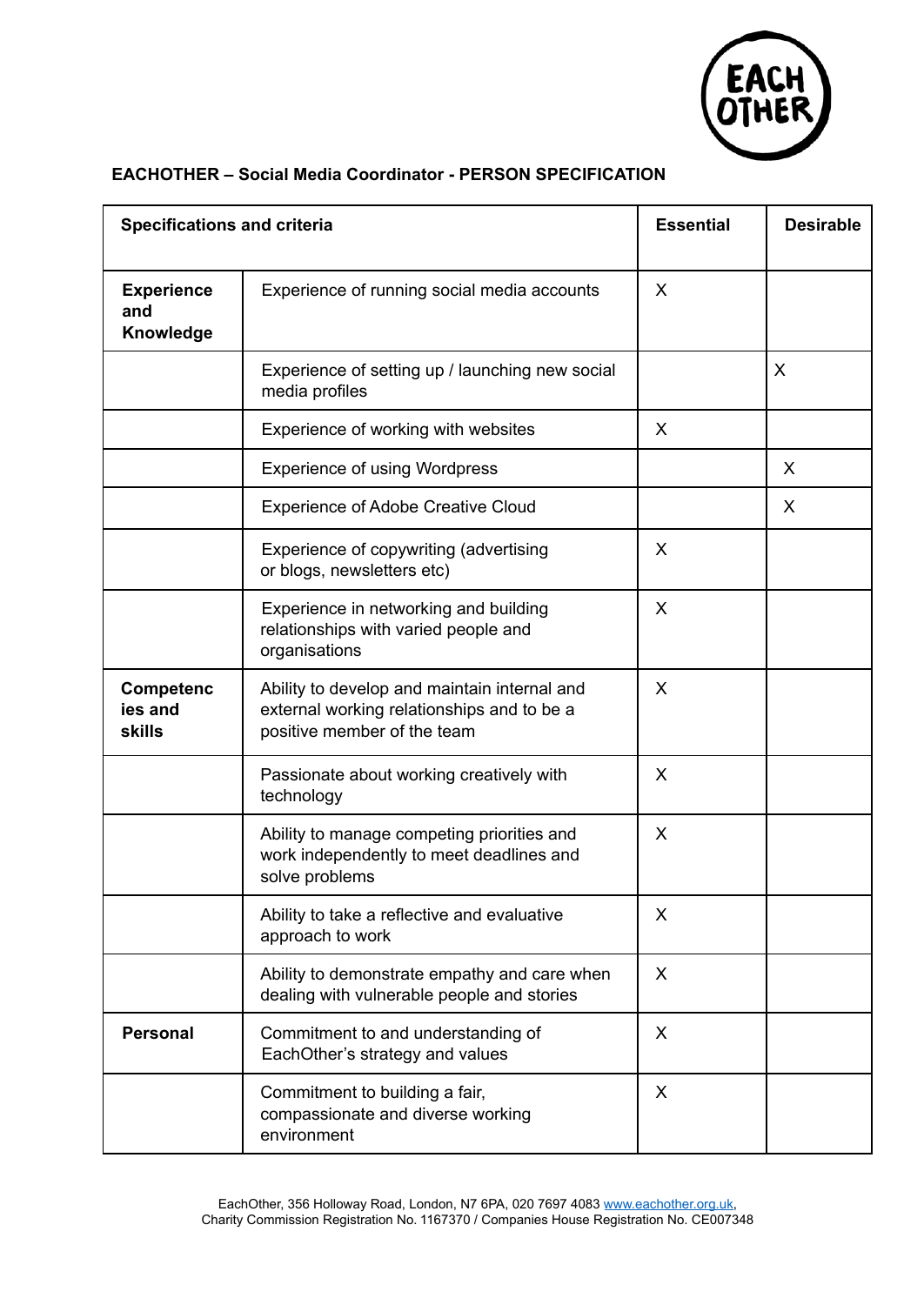**EACHOTHER – Social Media Coordinator - PERSON SPECIFICATION**

| Specifications and criteria | | Essential | Desirable |
|---|---|---|---|
| **Experience and Knowledge** | Experience of running social media accounts | X | |
| | Experience of setting up / launching new social media profiles | | X |
| | Experience of working with websites | X | |
| | Experience of using Wordpress | | X |
| | Experience of Adobe Creative Cloud | | X |
| | Experience of copywriting (advertising or blogs, newsletters etc) | X | |
| | Experience in networking and building relationships with varied people and organisations | X | |
| **Competencies and skills** | Ability to develop and maintain internal and external working relationships and to be a positive member of the team | X | |
| | Passionate about working creatively with technology | X | |
| | Ability to manage competing priorities and work independently to meet deadlines and solve problems | X | |
| | Ability to take a reflective and evaluative approach to work | X | |
| | Ability to demonstrate empathy and care when dealing with vulnerable people and stories | X | |
| **Personal** | Commitment to and understanding of EachOther's strategy and values | X | |
| | Commitment to building a fair, compassionate and diverse working environment | X | |

EachOther, 356 Holloway Road, London, N7 6PA, 020 7697 4083 www.eachother.org.uk,
Charity Commission Registration No. 1167370 / Companies House Registration No. CE007348